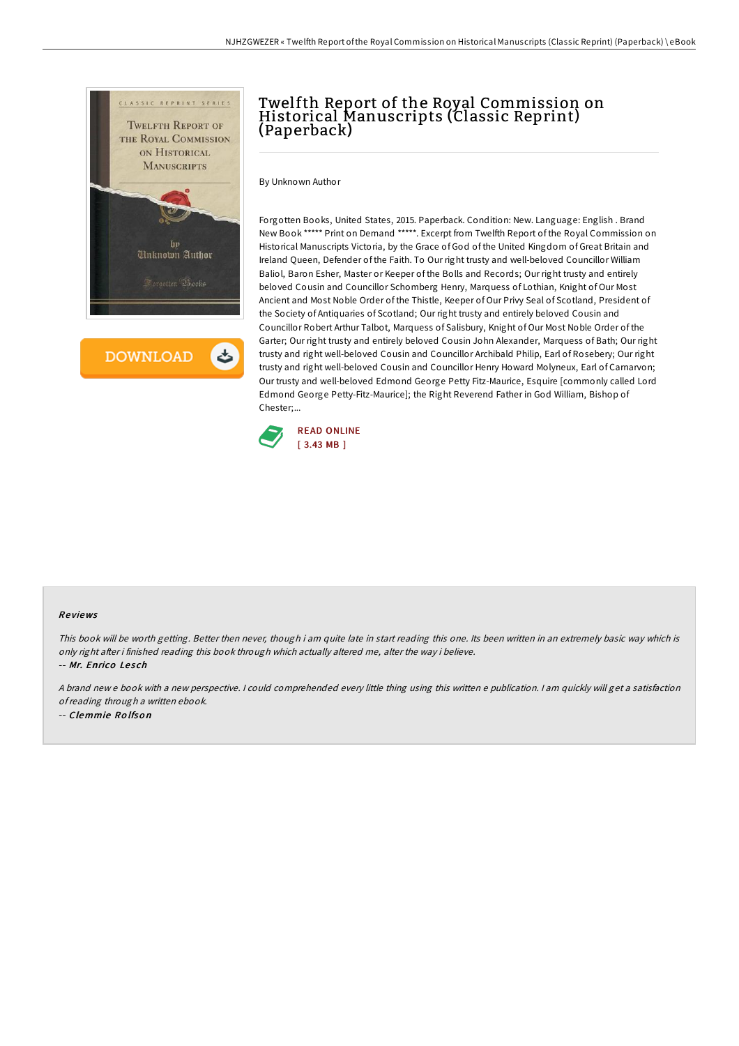# Twelfth Report of the Royal Commission on Historical Manuscripts (Classic Reprint) (Paperback)

By Unknown Author

Forgotten Books, United States, 2015. Paperback. Condition: New. Language: English . Brand New Book ***** Print on Demand *****. Excerpt from Twelfth Report of the Royal Commission on Historical Manuscripts Victoria, by the Grace of God of the United Kingdom of Great Britain and Ireland Queen, Defender of the Faith. To Our right trusty and well-beloved Councillor William Baliol, Baron Esher, Master or Keeper of the Bolls and Records; Our right trusty and entirely beloved Cousin and Councillor Schomberg Henry, Marquess of Lothian, Knight of Our Most Ancient and Most Noble Order of the Thistle, Keeper of Our Privy Seal of Scotland, President of the Society of Antiquaries of Scotland; Our right trusty and entirely beloved Cousin and Councillor Robert Arthur Talbot, Marquess of Salisbury, Knight of Our Most Noble Order of the Garter; Our right trusty and entirely beloved Cousin John Alexander, Marquess of Bath; Our right trusty and right well-beloved Cousin and Councillor Archibald Philip, Earl of Rosebery; Our right trusty and right well-beloved Cousin and Councillor Henry Howard Molyneux, Earl of Carnarvon; Our trusty and well-beloved Edmond George Petty Fitz-Maurice, Esquire [commonly called Lord Edmond George Petty-Fitz-Maurice]; the Right Reverend Father in God William, Bishop of Chester;...

READ ONLINE
[ 3.43 MB ]

## Reviews

*This book will be worth getting. Better then never, though i am quite late in start reading this one. Its been written in an extremely basic way which is only right after i finished reading this book through which actually altered me, alter the way i believe.*

*-- Mr. Enrico Lesch*

*A brand new book with a new perspective. I could comprehended every little thing using this written e publication. I am quickly will get a satisfaction of reading through a written ebook.*

*-- Clemmie Rolfson*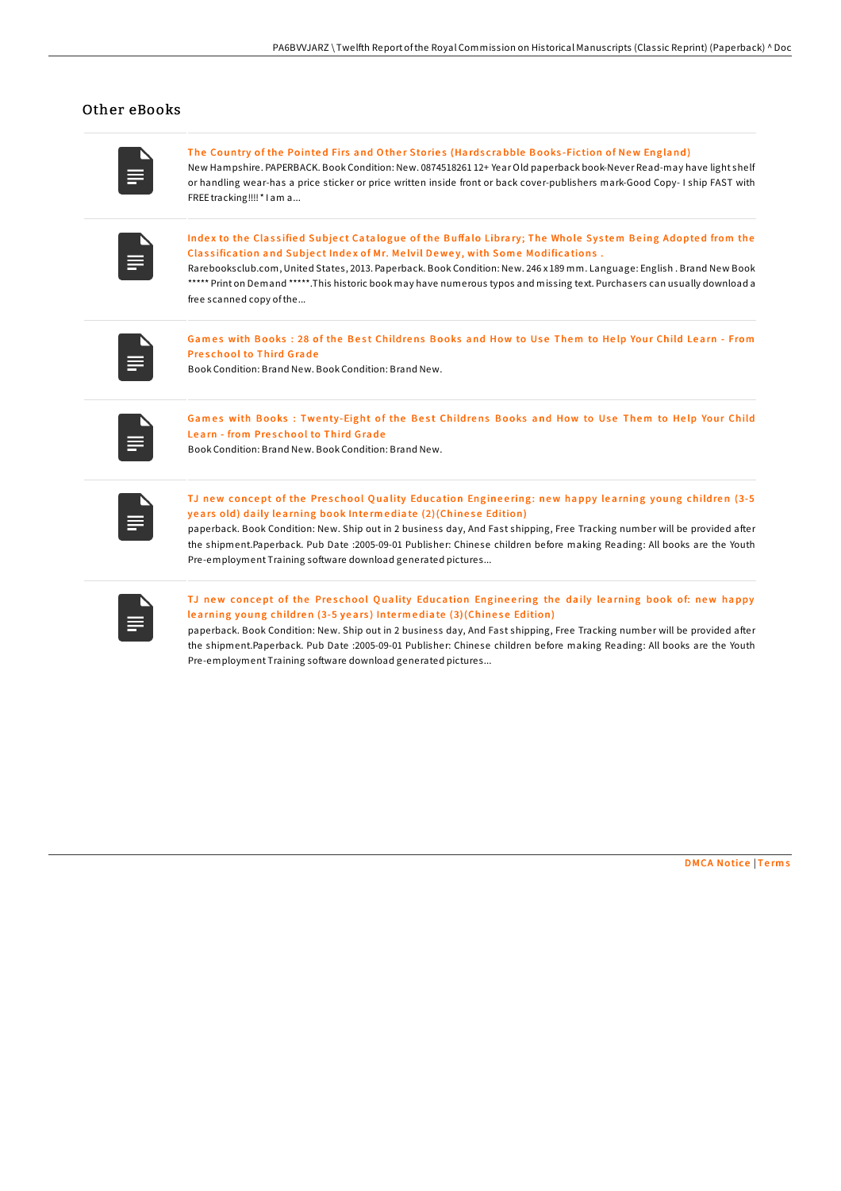## Other eBooks

**The Country of the Pointed Firs and Other Stories (Hardscrabble Books-Fiction of New England)**

New Hampshire. PAPERBACK. Book Condition: New. 0874518261 12+ Year Old paperback book-Never Read-may have light shelf or handling wear-has a price sticker or price written inside front or back cover-publishers mark-Good Copy- I ship FAST with FREE tracking!!!! * I am a...

**Index to the Classified Subject Catalogue of the Buffalo Library; The Whole System Being Adopted from the Classification and Subject Index of Mr. Melvil Dewey, with Some Modifications .**

Rarebooksclub.com, United States, 2013. Paperback. Book Condition: New. 246 x 189 mm. Language: English . Brand New Book ***** Print on Demand *****.This historic book may have numerous typos and missing text. Purchasers can usually download a free scanned copy of the...

**Games with Books : 28 of the Best Childrens Books and How to Use Them to Help Your Child Learn - From Preschool to Third Grade**

Book Condition: Brand New. Book Condition: Brand New.

**Games with Books : Twenty-Eight of the Best Childrens Books and How to Use Them to Help Your Child Learn - from Preschool to Third Grade**

Book Condition: Brand New. Book Condition: Brand New.

**TJ new concept of the Preschool Quality Education Engineering: new happy learning young children (3-5 years old) daily learning book Intermediate (2)(Chinese Edition)**

paperback. Book Condition: New. Ship out in 2 business day, And Fast shipping, Free Tracking number will be provided after the shipment.Paperback. Pub Date :2005-09-01 Publisher: Chinese children before making Reading: All books are the Youth Pre-employment Training software download generated pictures...

**TJ new concept of the Preschool Quality Education Engineering the daily learning book of: new happy learning young children (3-5 years) Intermediate (3)(Chinese Edition)**

paperback. Book Condition: New. Ship out in 2 business day, And Fast shipping, Free Tracking number will be provided after the shipment.Paperback. Pub Date :2005-09-01 Publisher: Chinese children before making Reading: All books are the Youth Pre-employment Training software download generated pictures...